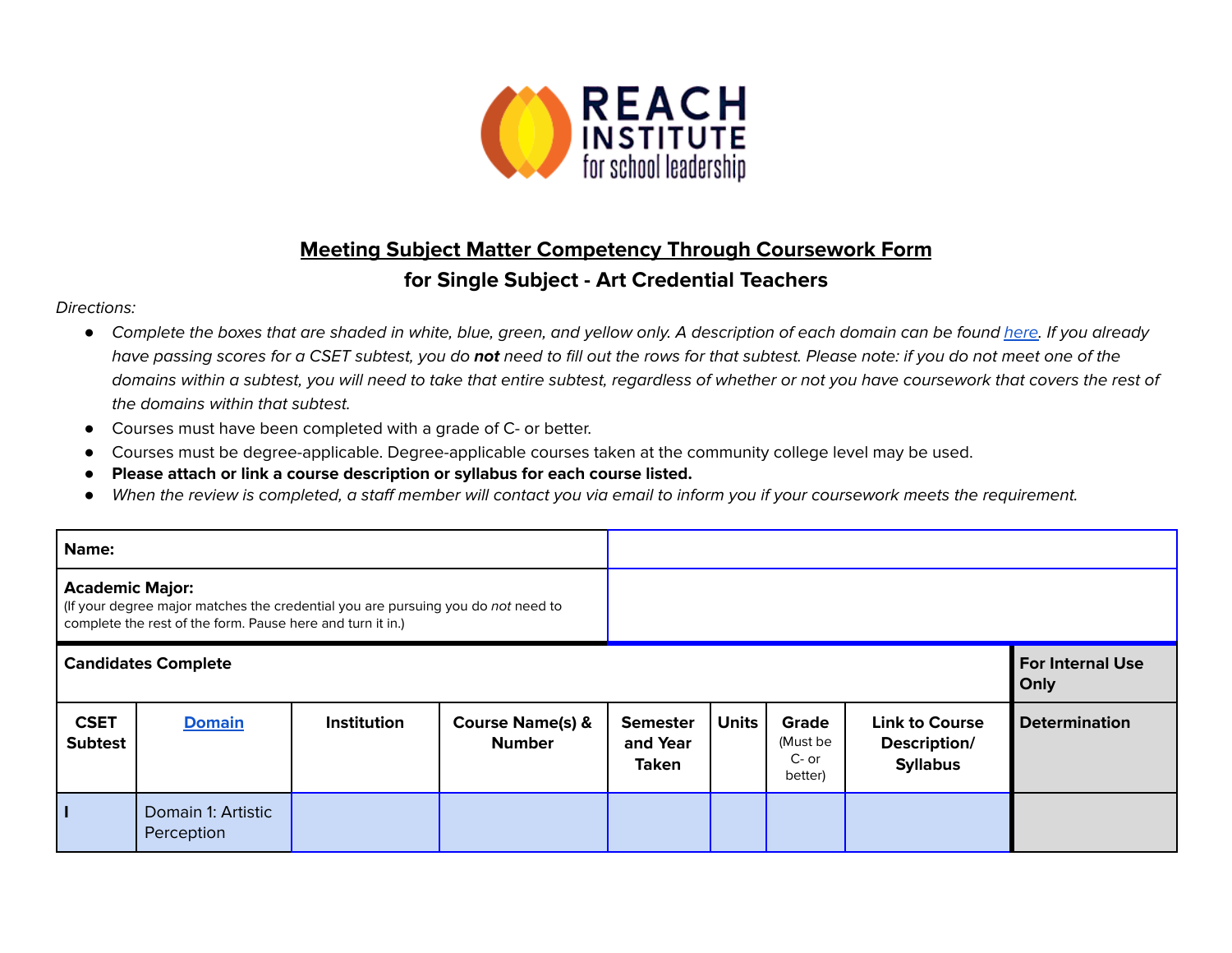# Meeting Subject Matter Competency Through Coursework Form

## for Single Subject - Art Credential Teachers

*Directions:*

- *Complete the boxes that are shaded in white, blue, green, and yellow only. A description of each domain can be found [here](). If you already have passing scores for a CSET subtest, you do **not** need to fill out the rows for that subtest. Please note: if you do not meet one of the domains within a subtest, you will need to take that entire subtest, regardless of whether or not you have coursework that covers the rest of the domains within that subtest.*
- Courses must have been completed with a grade of C- or better.
- Courses must be degree-applicable. Degree-applicable courses taken at the community college level may be used.
- **Please attach or link a course description or syllabus for each course listed.**
- *When the review is completed, a staff member will contact you via email to inform you if your coursework meets the requirement.*

| **Name:** | |
|---|---|
| **Academic Major:** (If your degree major matches the credential you are pursuing you do *not* need to complete the rest of the form. Pause here and turn it in.) | |

| **Candidates Complete** | | | | | | | | **For Internal Use Only** |
|---|---|---|---|---|---|---|---|---|
| **CSET Subtest** | **[Domain]()** | **Institution** | **Course Name(s) & Number** | **Semester and Year Taken** | **Units** | **Grade** (Must be C- or better) | **Link to Course Description/ Syllabus** | **Determination** |
| **I** | Domain 1: Artistic Perception | | | | | | | |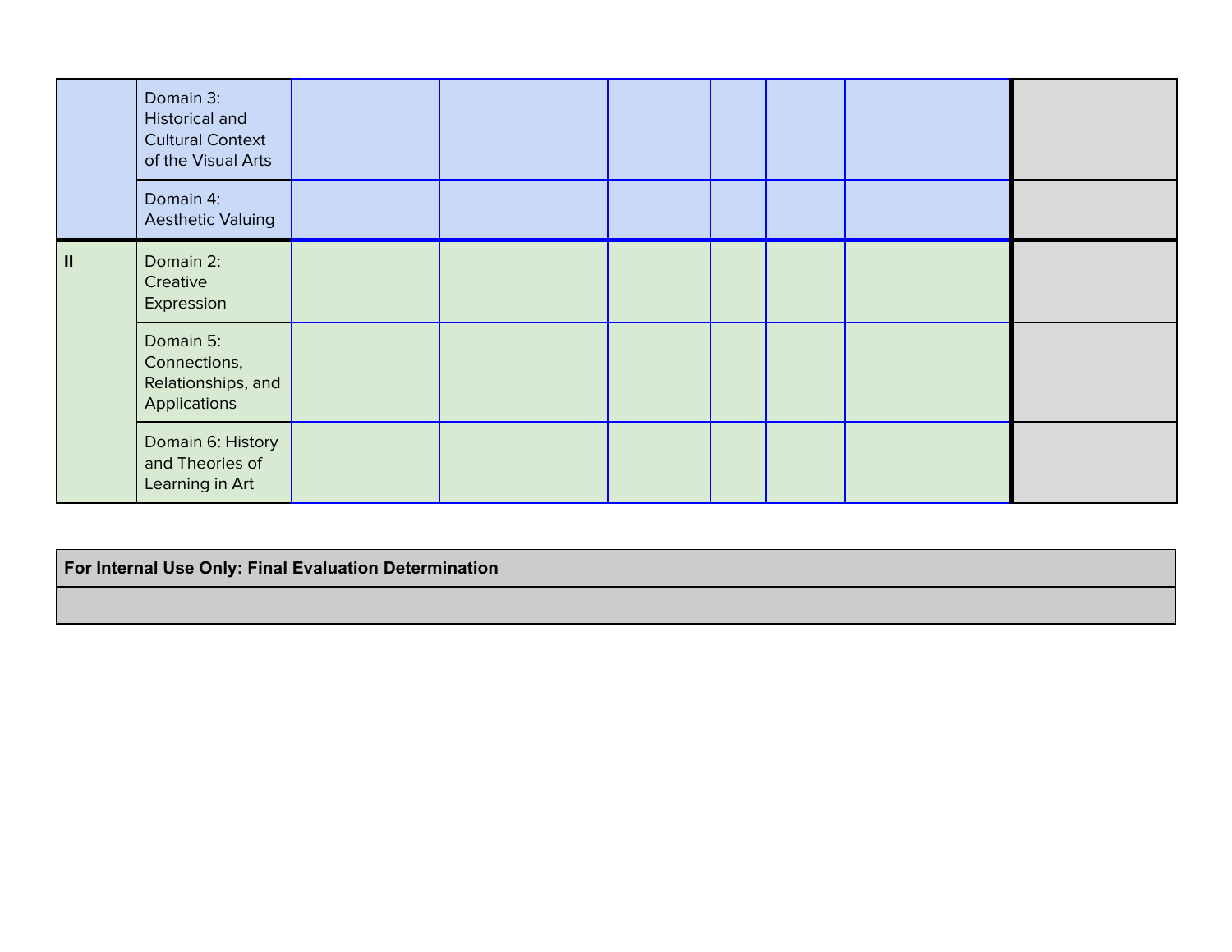| | | | | | | | | |
|---|---|---|---|---|---|---|---|---|
| | Domain 3: Historical and Cultural Context of the Visual Arts | | | | | | | |
| | Domain 4: Aesthetic Valuing | | | | | | | |
| **II** | Domain 2: Creative Expression | | | | | | | |
| | Domain 5: Connections, Relationships, and Applications | | | | | | | |
| | Domain 6: History and Theories of Learning in Art | | | | | | | |

| **For Internal Use Only: Final Evaluation Determination** |
|---|
| |